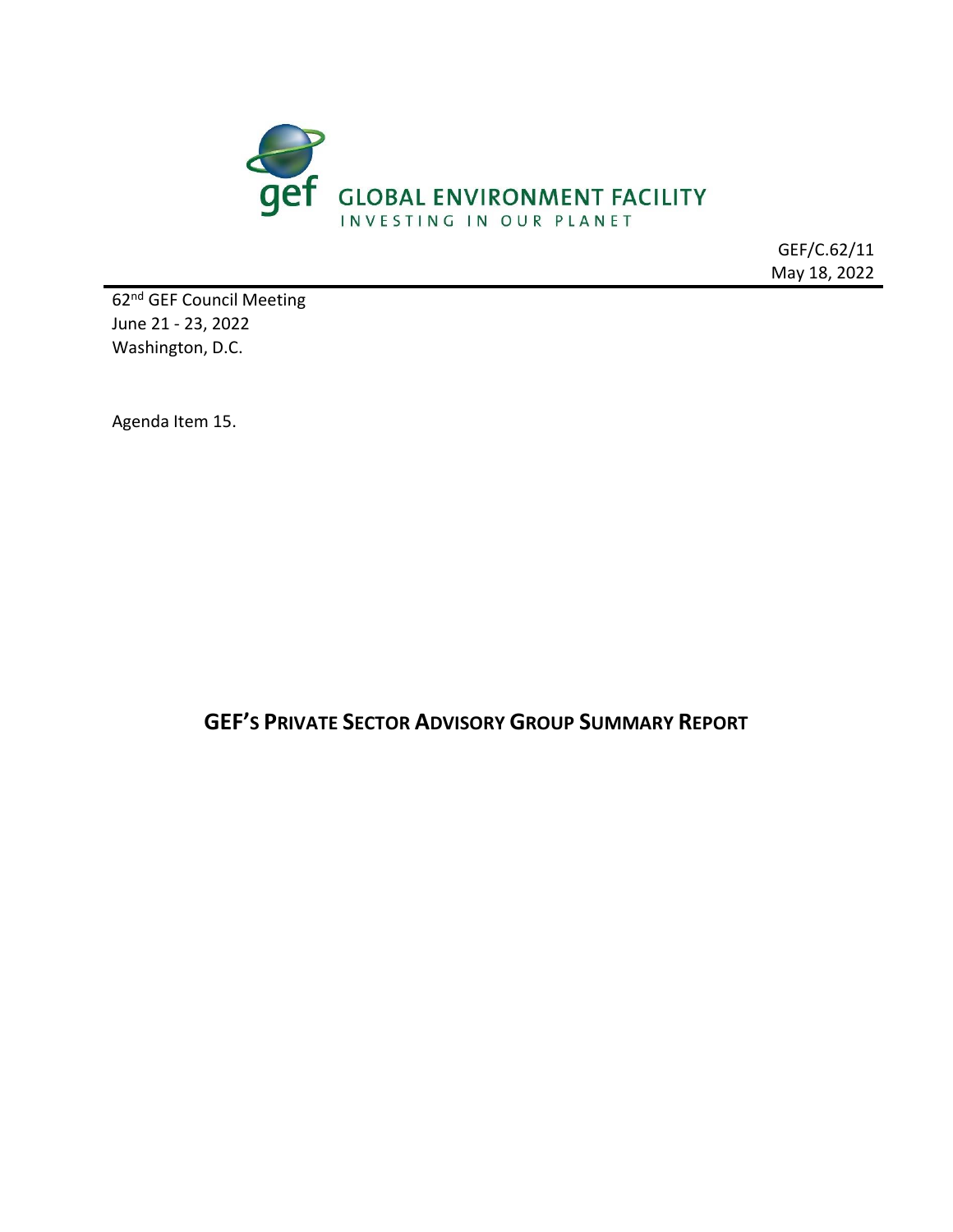GLOBAL ENVIRONMENT FACILITY

INVESTING IN OUR PLANET

GEF/C.62/11
May 18, 2022

62nd GEF Council Meeting
June 21 - 23, 2022
Washington, D.C.

Agenda Item 15.

# GEF's PRIVATE SECTOR ADVISORY GROUP SUMMARY REPORT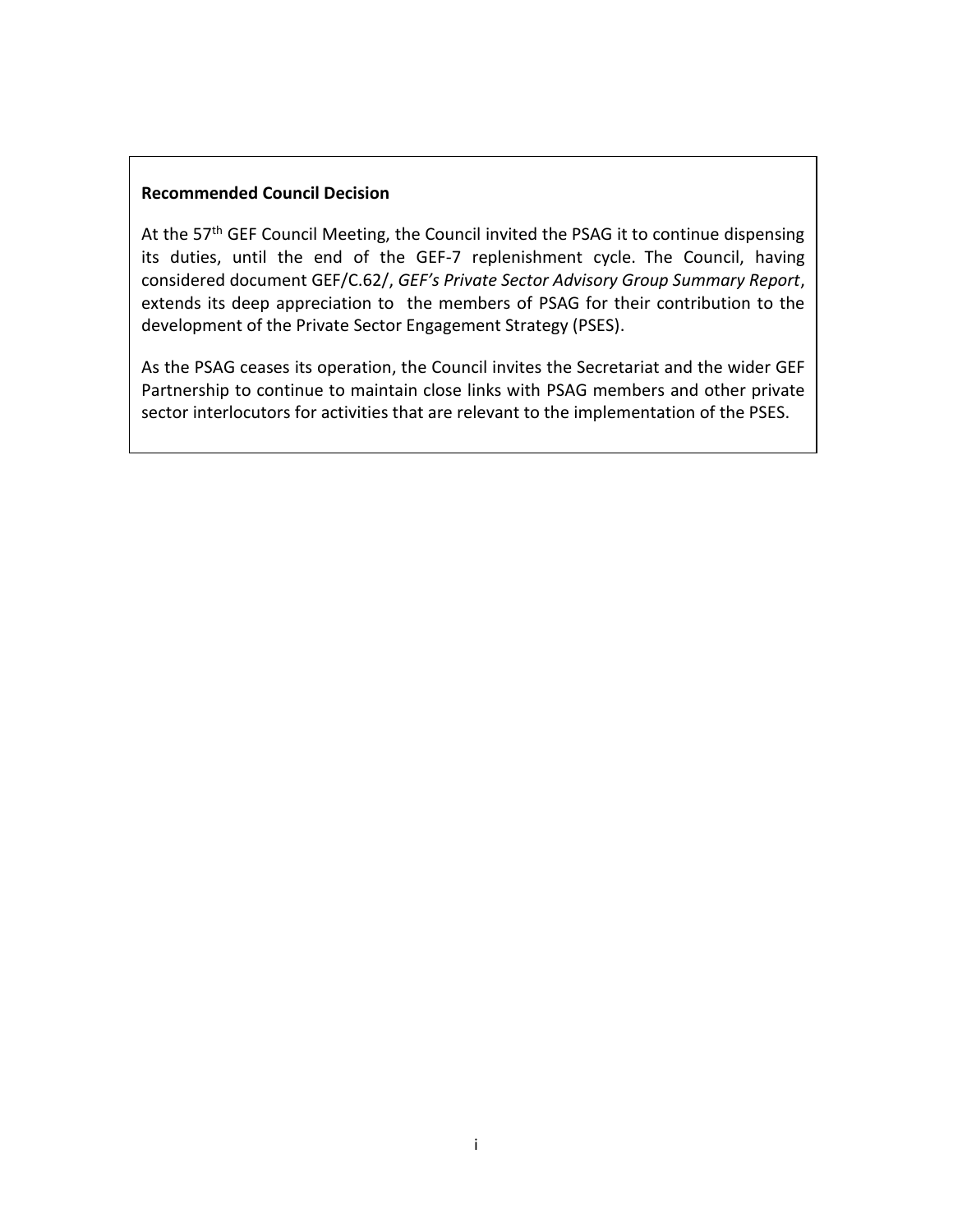**Recommended Council Decision**

At the 57th GEF Council Meeting, the Council invited the PSAG it to continue dispensing its duties, until the end of the GEF-7 replenishment cycle. The Council, having considered document GEF/C.62/, *GEF's Private Sector Advisory Group Summary Report*, extends its deep appreciation to the members of PSAG for their contribution to the development of the Private Sector Engagement Strategy (PSES).

As the PSAG ceases its operation, the Council invites the Secretariat and the wider GEF Partnership to continue to maintain close links with PSAG members and other private sector interlocutors for activities that are relevant to the implementation of the PSES.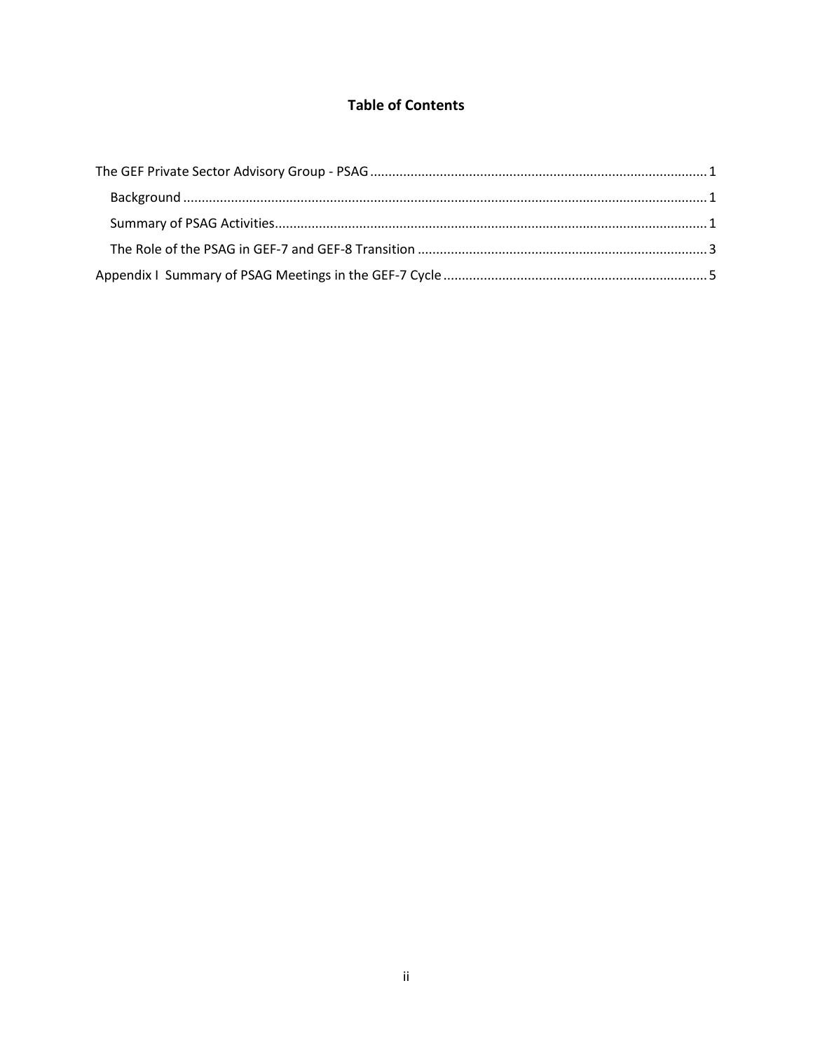**Table of Contents**

The GEF Private Sector Advisory Group - PSAG ........................................................................................... 1

- Background ............................................................................................................................................... 1
- Summary of PSAG Activities..................................................................................................................... 1
- The Role of the PSAG in GEF-7 and GEF-8 Transition ............................................................................... 3

Appendix I Summary of PSAG Meetings in the GEF-7 Cycle ........................................................................ 5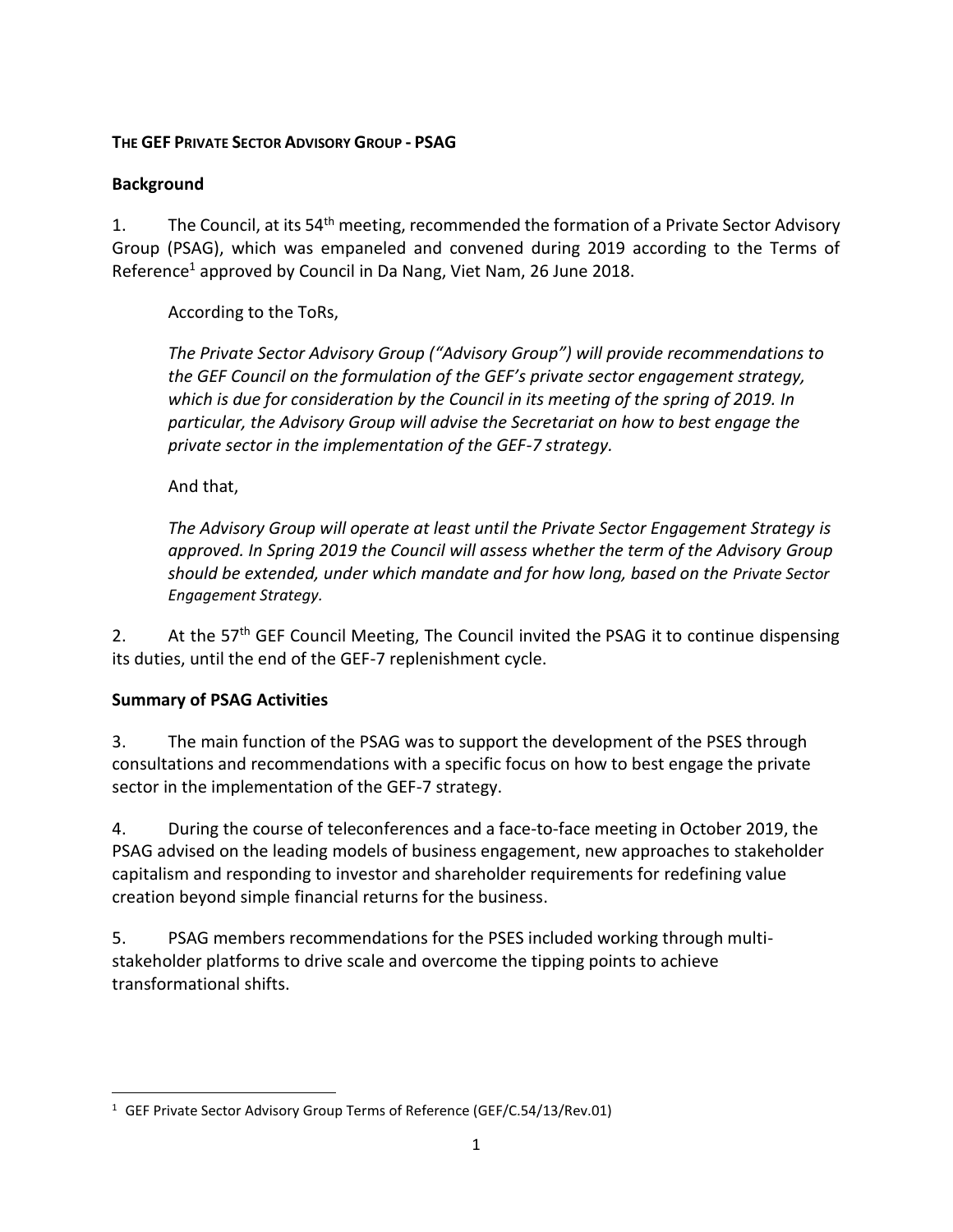**THE GEF PRIVATE SECTOR ADVISORY GROUP - PSAG**

**Background**

1. The Council, at its 54th meeting, recommended the formation of a Private Sector Advisory Group (PSAG), which was empaneled and convened during 2019 according to the Terms of Reference[1] approved by Council in Da Nang, Viet Nam, 26 June 2018.

According to the ToRs,

*The Private Sector Advisory Group ("Advisory Group") will provide recommendations to the GEF Council on the formulation of the GEF's private sector engagement strategy, which is due for consideration by the Council in its meeting of the spring of 2019. In particular, the Advisory Group will advise the Secretariat on how to best engage the private sector in the implementation of the GEF-7 strategy.*

And that,

*The Advisory Group will operate at least until the Private Sector Engagement Strategy is approved. In Spring 2019 the Council will assess whether the term of the Advisory Group should be extended, under which mandate and for how long, based on the Private Sector Engagement Strategy.*

2. At the 57th GEF Council Meeting, The Council invited the PSAG it to continue dispensing its duties, until the end of the GEF-7 replenishment cycle.

**Summary of PSAG Activities**

3. The main function of the PSAG was to support the development of the PSES through consultations and recommendations with a specific focus on how to best engage the private sector in the implementation of the GEF-7 strategy.

4. During the course of teleconferences and a face-to-face meeting in October 2019, the PSAG advised on the leading models of business engagement, new approaches to stakeholder capitalism and responding to investor and shareholder requirements for redefining value creation beyond simple financial returns for the business.

5. PSAG members recommendations for the PSES included working through multi-stakeholder platforms to drive scale and overcome the tipping points to achieve transformational shifts.

[1] GEF Private Sector Advisory Group Terms of Reference (GEF/C.54/13/Rev.01)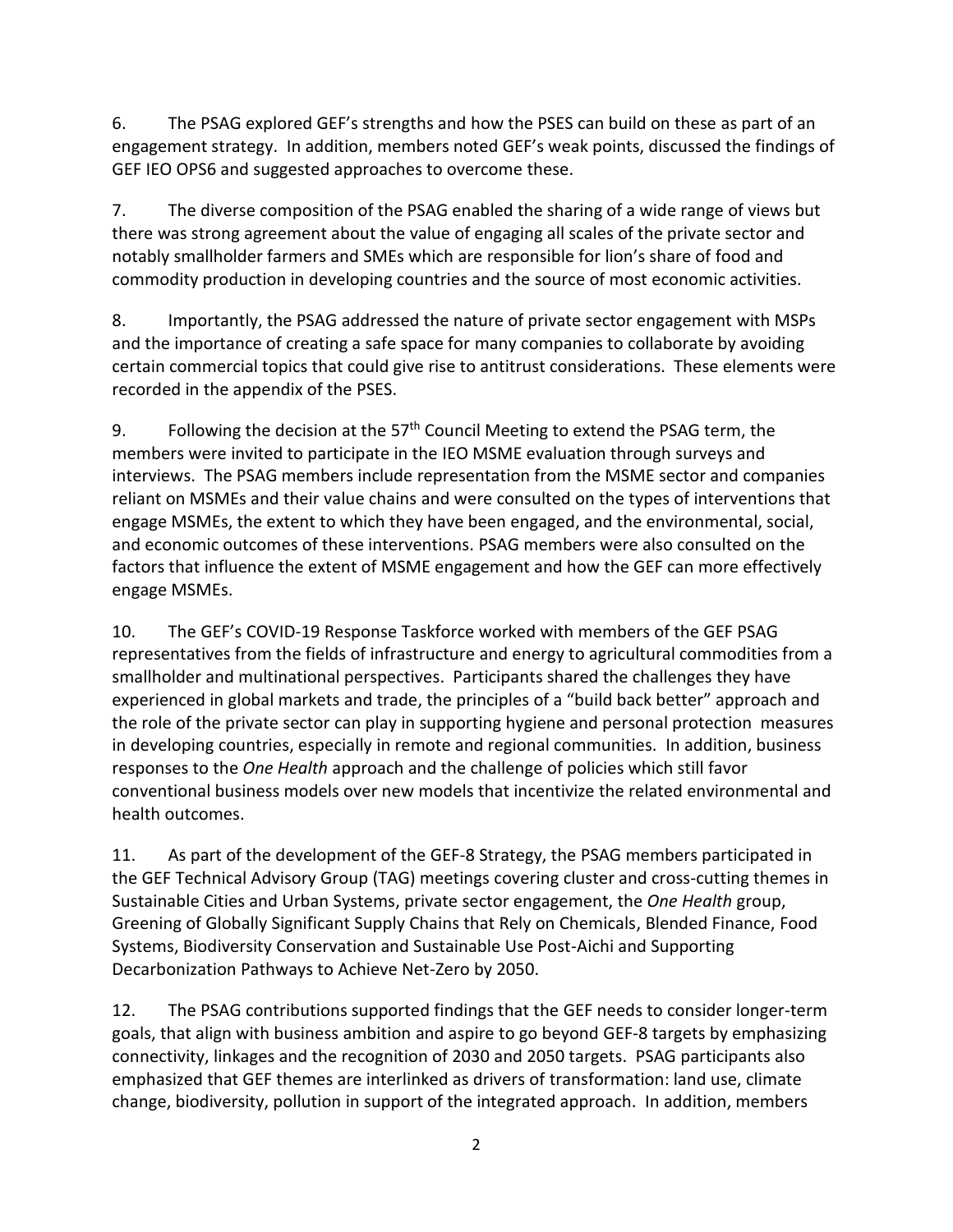6. The PSAG explored GEF's strengths and how the PSES can build on these as part of an engagement strategy. In addition, members noted GEF's weak points, discussed the findings of GEF IEO OPS6 and suggested approaches to overcome these.

7. The diverse composition of the PSAG enabled the sharing of a wide range of views but there was strong agreement about the value of engaging all scales of the private sector and notably smallholder farmers and SMEs which are responsible for lion's share of food and commodity production in developing countries and the source of most economic activities.

8. Importantly, the PSAG addressed the nature of private sector engagement with MSPs and the importance of creating a safe space for many companies to collaborate by avoiding certain commercial topics that could give rise to antitrust considerations. These elements were recorded in the appendix of the PSES.

9. Following the decision at the 57th Council Meeting to extend the PSAG term, the members were invited to participate in the IEO MSME evaluation through surveys and interviews. The PSAG members include representation from the MSME sector and companies reliant on MSMEs and their value chains and were consulted on the types of interventions that engage MSMEs, the extent to which they have been engaged, and the environmental, social, and economic outcomes of these interventions. PSAG members were also consulted on the factors that influence the extent of MSME engagement and how the GEF can more effectively engage MSMEs.

10. The GEF's COVID-19 Response Taskforce worked with members of the GEF PSAG representatives from the fields of infrastructure and energy to agricultural commodities from a smallholder and multinational perspectives. Participants shared the challenges they have experienced in global markets and trade, the principles of a "build back better" approach and the role of the private sector can play in supporting hygiene and personal protection measures in developing countries, especially in remote and regional communities. In addition, business responses to the *One Health* approach and the challenge of policies which still favor conventional business models over new models that incentivize the related environmental and health outcomes.

11. As part of the development of the GEF-8 Strategy, the PSAG members participated in the GEF Technical Advisory Group (TAG) meetings covering cluster and cross-cutting themes in Sustainable Cities and Urban Systems, private sector engagement, the *One Health* group, Greening of Globally Significant Supply Chains that Rely on Chemicals, Blended Finance, Food Systems, Biodiversity Conservation and Sustainable Use Post-Aichi and Supporting Decarbonization Pathways to Achieve Net-Zero by 2050.

12. The PSAG contributions supported findings that the GEF needs to consider longer-term goals, that align with business ambition and aspire to go beyond GEF-8 targets by emphasizing connectivity, linkages and the recognition of 2030 and 2050 targets. PSAG participants also emphasized that GEF themes are interlinked as drivers of transformation: land use, climate change, biodiversity, pollution in support of the integrated approach. In addition, members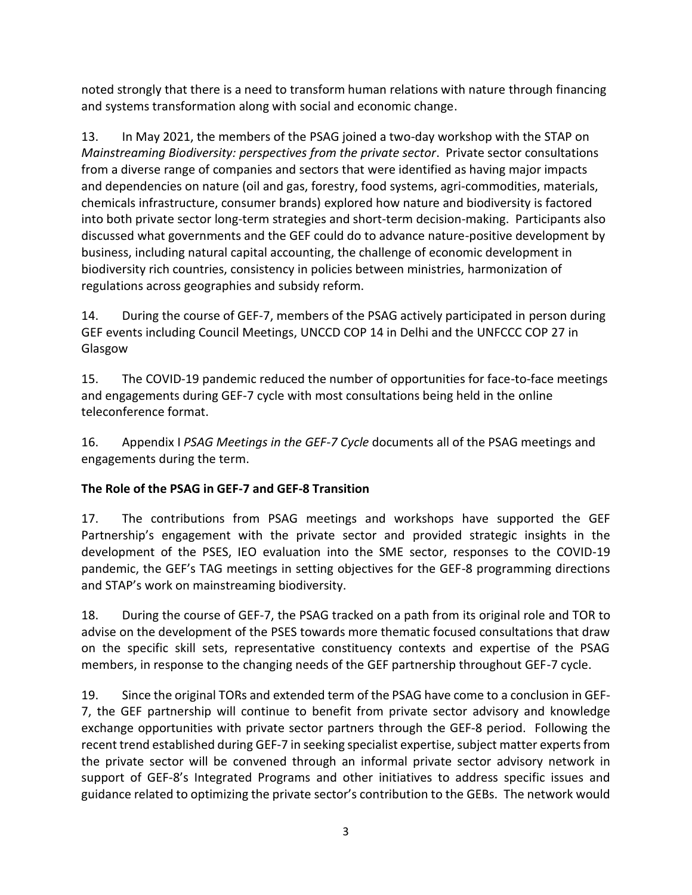noted strongly that there is a need to transform human relations with nature through financing and systems transformation along with social and economic change.

13. In May 2021, the members of the PSAG joined a two-day workshop with the STAP on *Mainstreaming Biodiversity: perspectives from the private sector*. Private sector consultations from a diverse range of companies and sectors that were identified as having major impacts and dependencies on nature (oil and gas, forestry, food systems, agri-commodities, materials, chemicals infrastructure, consumer brands) explored how nature and biodiversity is factored into both private sector long-term strategies and short-term decision-making. Participants also discussed what governments and the GEF could do to advance nature-positive development by business, including natural capital accounting, the challenge of economic development in biodiversity rich countries, consistency in policies between ministries, harmonization of regulations across geographies and subsidy reform.

14. During the course of GEF-7, members of the PSAG actively participated in person during GEF events including Council Meetings, UNCCD COP 14 in Delhi and the UNFCCC COP 27 in Glasgow

15. The COVID-19 pandemic reduced the number of opportunities for face-to-face meetings and engagements during GEF-7 cycle with most consultations being held in the online teleconference format.

16. Appendix I *PSAG Meetings in the GEF-7 Cycle* documents all of the PSAG meetings and engagements during the term.

**The Role of the PSAG in GEF-7 and GEF-8 Transition**

17. The contributions from PSAG meetings and workshops have supported the GEF Partnership's engagement with the private sector and provided strategic insights in the development of the PSES, IEO evaluation into the SME sector, responses to the COVID-19 pandemic, the GEF's TAG meetings in setting objectives for the GEF-8 programming directions and STAP's work on mainstreaming biodiversity.

18. During the course of GEF-7, the PSAG tracked on a path from its original role and TOR to advise on the development of the PSES towards more thematic focused consultations that draw on the specific skill sets, representative constituency contexts and expertise of the PSAG members, in response to the changing needs of the GEF partnership throughout GEF-7 cycle.

19. Since the original TORs and extended term of the PSAG have come to a conclusion in GEF-7, the GEF partnership will continue to benefit from private sector advisory and knowledge exchange opportunities with private sector partners through the GEF-8 period. Following the recent trend established during GEF-7 in seeking specialist expertise, subject matter experts from the private sector will be convened through an informal private sector advisory network in support of GEF-8's Integrated Programs and other initiatives to address specific issues and guidance related to optimizing the private sector's contribution to the GEBs. The network would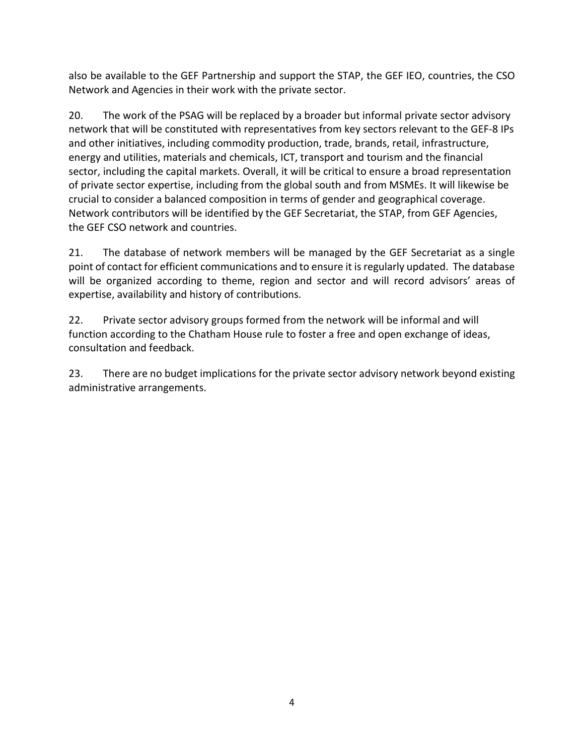also be available to the GEF Partnership and support the STAP, the GEF IEO, countries, the CSO Network and Agencies in their work with the private sector.

20. The work of the PSAG will be replaced by a broader but informal private sector advisory network that will be constituted with representatives from key sectors relevant to the GEF-8 IPs and other initiatives, including commodity production, trade, brands, retail, infrastructure, energy and utilities, materials and chemicals, ICT, transport and tourism and the financial sector, including the capital markets. Overall, it will be critical to ensure a broad representation of private sector expertise, including from the global south and from MSMEs. It will likewise be crucial to consider a balanced composition in terms of gender and geographical coverage. Network contributors will be identified by the GEF Secretariat, the STAP, from GEF Agencies, the GEF CSO network and countries.

21. The database of network members will be managed by the GEF Secretariat as a single point of contact for efficient communications and to ensure it is regularly updated. The database will be organized according to theme, region and sector and will record advisors' areas of expertise, availability and history of contributions.

22. Private sector advisory groups formed from the network will be informal and will function according to the Chatham House rule to foster a free and open exchange of ideas, consultation and feedback.

23. There are no budget implications for the private sector advisory network beyond existing administrative arrangements.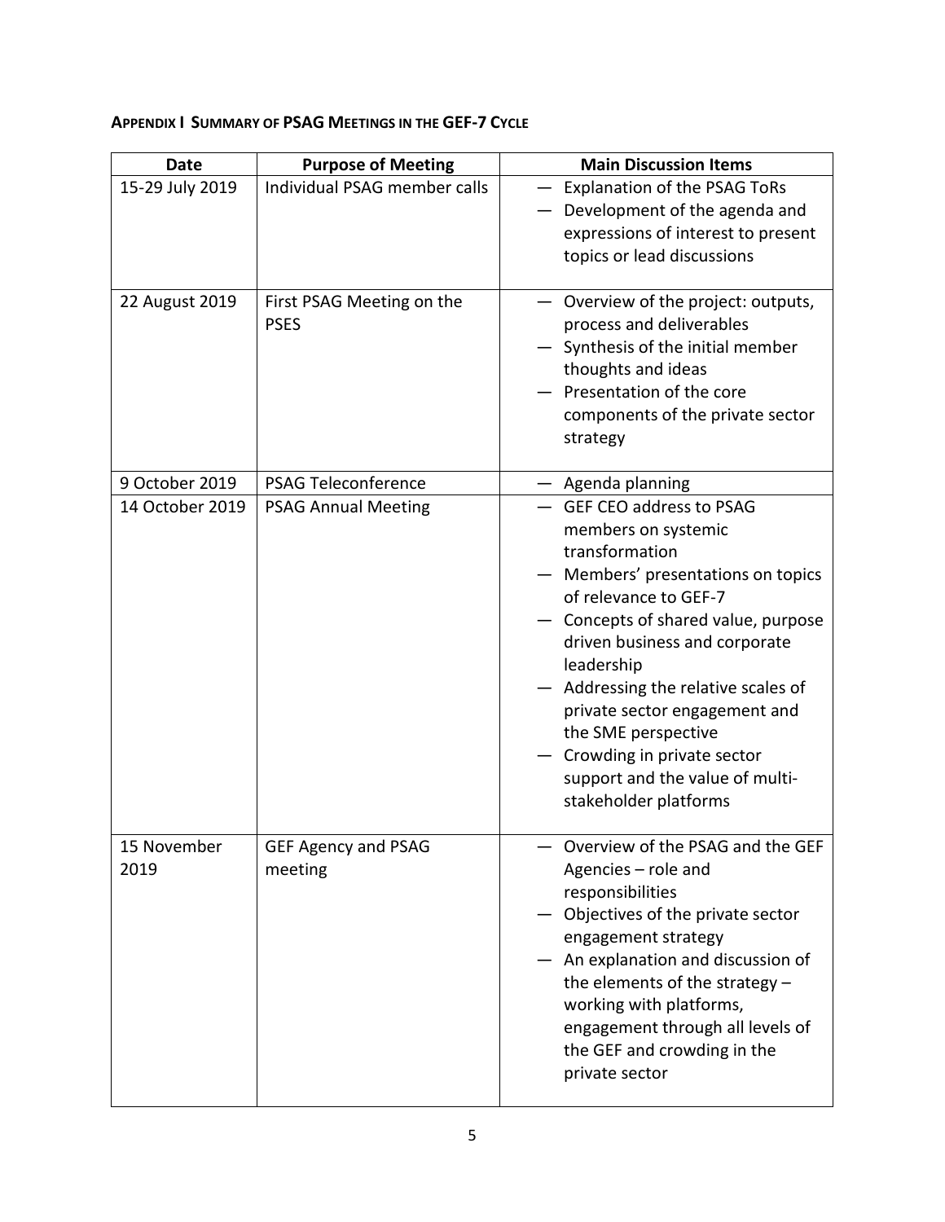## APPENDIX I SUMMARY OF PSAG MEETINGS IN THE GEF-7 CYCLE

| Date | Purpose of Meeting | Main Discussion Items |
|---|---|---|
| 15-29 July 2019 | Individual PSAG member calls | — Explanation of the PSAG ToRs<br>— Development of the agenda and expressions of interest to present topics or lead discussions |
| 22 August 2019 | First PSAG Meeting on the PSES | — Overview of the project: outputs, process and deliverables<br>— Synthesis of the initial member thoughts and ideas<br>— Presentation of the core components of the private sector strategy |
| 9 October 2019 | PSAG Teleconference | — Agenda planning |
| 14 October 2019 | PSAG Annual Meeting | — GEF CEO address to PSAG members on systemic transformation<br>— Members' presentations on topics of relevance to GEF-7<br>— Concepts of shared value, purpose driven business and corporate leadership<br>— Addressing the relative scales of private sector engagement and the SME perspective<br>— Crowding in private sector support and the value of multi-stakeholder platforms |
| 15 November 2019 | GEF Agency and PSAG meeting | — Overview of the PSAG and the GEF Agencies – role and responsibilities<br>— Objectives of the private sector engagement strategy<br>— An explanation and discussion of the elements of the strategy – working with platforms, engagement through all levels of the GEF and crowding in the private sector |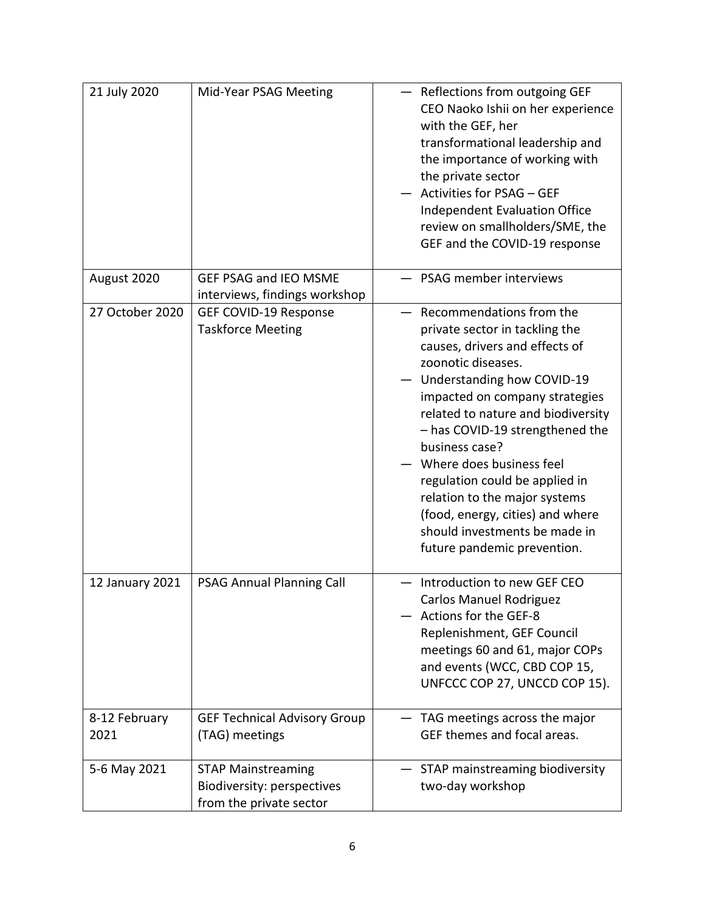| | | |
|---|---|---|
| 21 July 2020 | Mid-Year PSAG Meeting | — Reflections from outgoing GEF CEO Naoko Ishii on her experience with the GEF, her transformational leadership and the importance of working with the private sector<br>— Activities for PSAG – GEF Independent Evaluation Office review on smallholders/SME, the GEF and the COVID-19 response |
| August 2020 | GEF PSAG and IEO MSME interviews, findings workshop | — PSAG member interviews |
| 27 October 2020 | GEF COVID-19 Response Taskforce Meeting | — Recommendations from the private sector in tackling the causes, drivers and effects of zoonotic diseases.<br>— Understanding how COVID-19 impacted on company strategies related to nature and biodiversity – has COVID-19 strengthened the business case?<br>— Where does business feel regulation could be applied in relation to the major systems (food, energy, cities) and where should investments be made in future pandemic prevention. |
| 12 January 2021 | PSAG Annual Planning Call | — Introduction to new GEF CEO Carlos Manuel Rodriguez<br>— Actions for the GEF-8 Replenishment, GEF Council meetings 60 and 61, major COPs and events (WCC, CBD COP 15, UNFCCC COP 27, UNCCD COP 15). |
| 8-12 February 2021 | GEF Technical Advisory Group (TAG) meetings | — TAG meetings across the major GEF themes and focal areas. |
| 5-6 May 2021 | STAP Mainstreaming Biodiversity: perspectives from the private sector | — STAP mainstreaming biodiversity two-day workshop |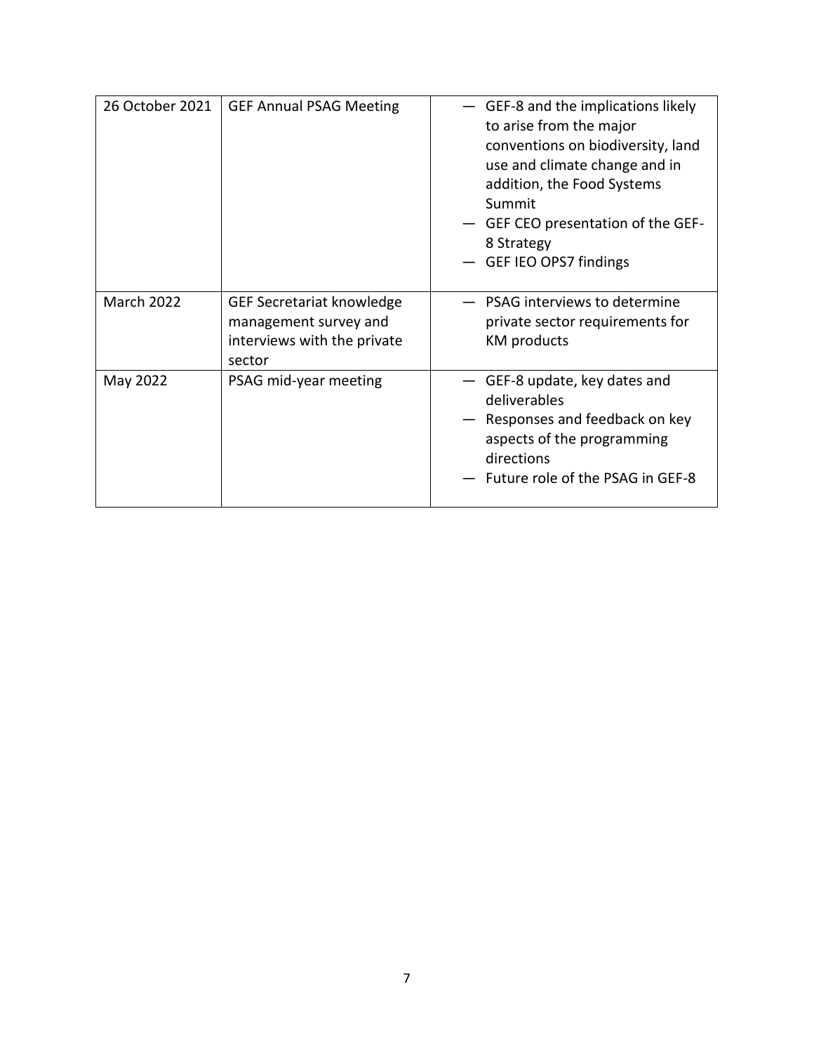| | | |
|---|---|---|
| 26 October 2021 | GEF Annual PSAG Meeting | — GEF-8 and the implications likely to arise from the major conventions on biodiversity, land use and climate change and in addition, the Food Systems Summit<br>— GEF CEO presentation of the GEF-8 Strategy<br>— GEF IEO OPS7 findings |
| March 2022 | GEF Secretariat knowledge management survey and interviews with the private sector | — PSAG interviews to determine private sector requirements for KM products |
| May 2022 | PSAG mid-year meeting | — GEF-8 update, key dates and deliverables<br>— Responses and feedback on key aspects of the programming directions<br>— Future role of the PSAG in GEF-8 |